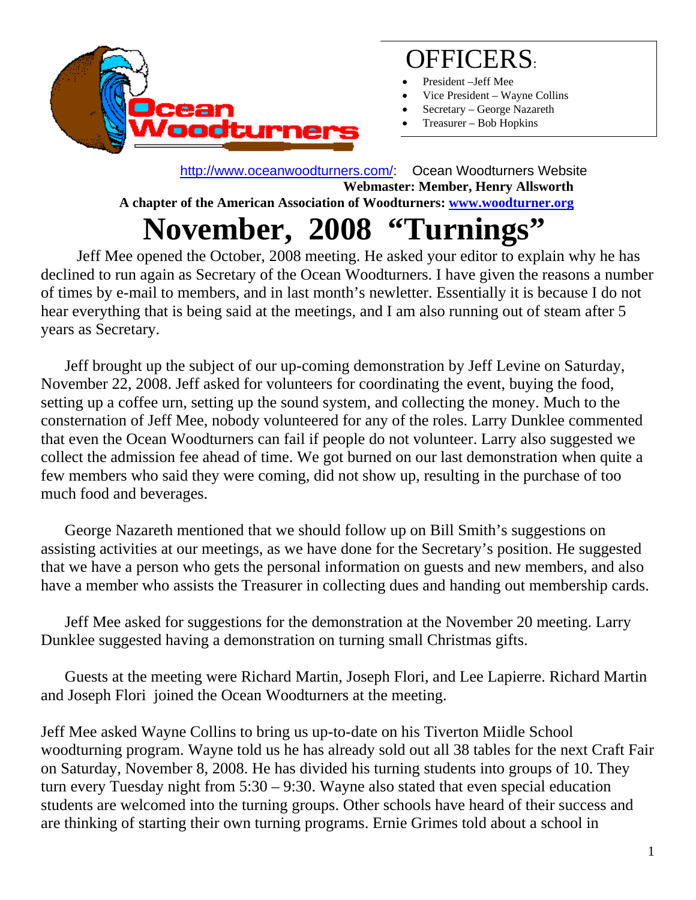Ocean Woodturners

# OFFICERS:

- President –Jeff Mee
- Vice President – Wayne Collins
- Secretary – George Nazareth
- Treasurer – Bob Hopkins

http://www.oceanwoodturners.com/: Ocean Woodturners Website
**Webmaster: Member, Henry Allsworth**
**A chapter of the American Association of Woodturners: www.woodturner.org**

# November, 2008 "Turnings"

Jeff Mee opened the October, 2008 meeting. He asked your editor to explain why he has declined to run again as Secretary of the Ocean Woodturners. I have given the reasons a number of times by e-mail to members, and in last month's newletter. Essentially it is because I do not hear everything that is being said at the meetings, and I am also running out of steam after 5 years as Secretary.

Jeff brought up the subject of our up-coming demonstration by Jeff Levine on Saturday, November 22, 2008. Jeff asked for volunteers for coordinating the event, buying the food, setting up a coffee urn, setting up the sound system, and collecting the money. Much to the consternation of Jeff Mee, nobody volunteered for any of the roles. Larry Dunklee commented that even the Ocean Woodturners can fail if people do not volunteer. Larry also suggested we collect the admission fee ahead of time. We got burned on our last demonstration when quite a few members who said they were coming, did not show up, resulting in the purchase of too much food and beverages.

George Nazareth mentioned that we should follow up on Bill Smith's suggestions on assisting activities at our meetings, as we have done for the Secretary's position. He suggested that we have a person who gets the personal information on guests and new members, and also have a member who assists the Treasurer in collecting dues and handing out membership cards.

Jeff Mee asked for suggestions for the demonstration at the November 20 meeting. Larry Dunklee suggested having a demonstration on turning small Christmas gifts.

Guests at the meeting were Richard Martin, Joseph Flori, and Lee Lapierre. Richard Martin and Joseph Flori joined the Ocean Woodturners at the meeting.

Jeff Mee asked Wayne Collins to bring us up-to-date on his Tiverton Miidle School woodturning program. Wayne told us he has already sold out all 38 tables for the next Craft Fair on Saturday, November 8, 2008. He has divided his turning students into groups of 10. They turn every Tuesday night from 5:30 – 9:30. Wayne also stated that even special education students are welcomed into the turning groups. Other schools have heard of their success and are thinking of starting their own turning programs. Ernie Grimes told about a school in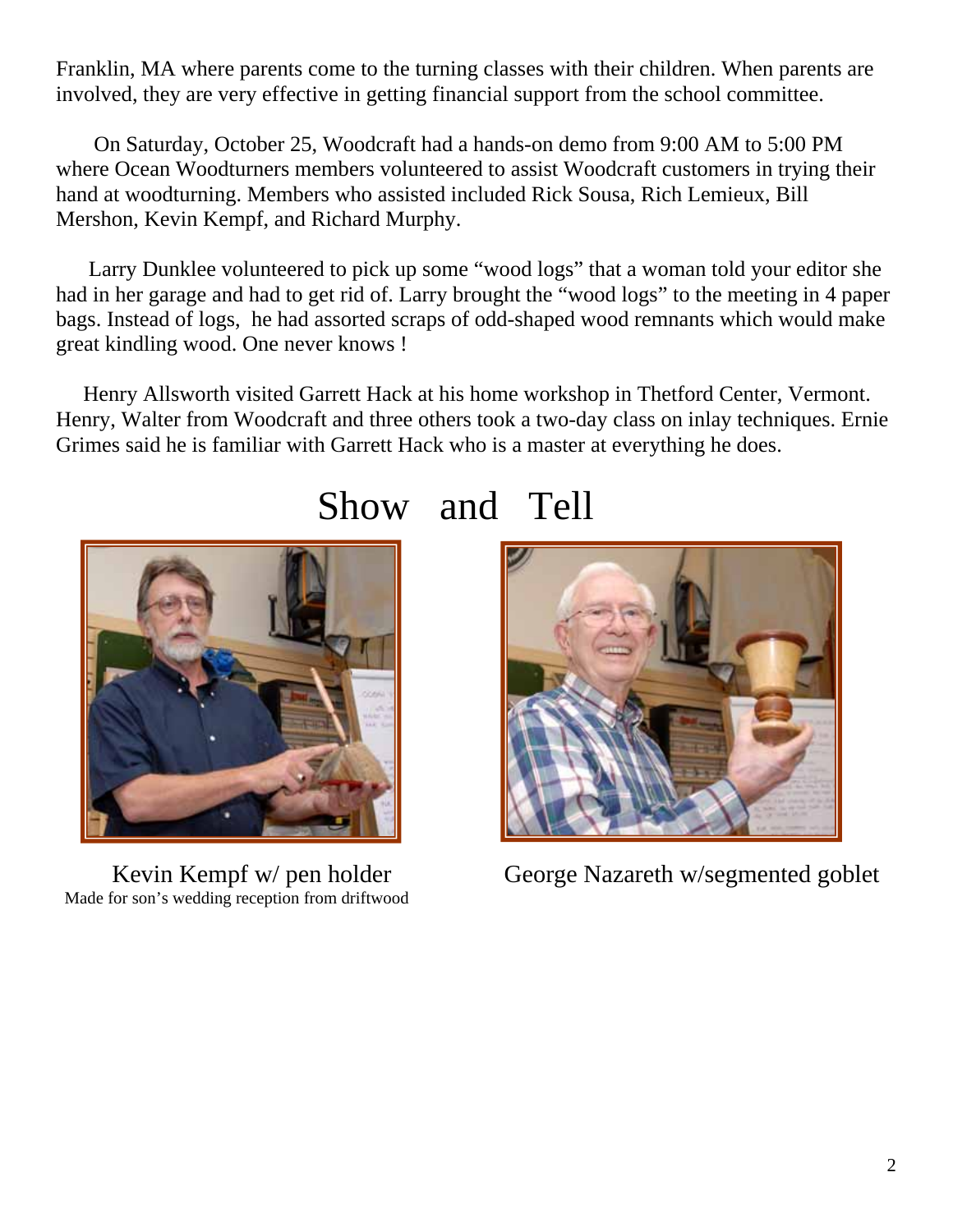Franklin, MA where parents come to the turning classes with their children. When parents are involved, they are very effective in getting financial support from the school committee.

On Saturday, October 25, Woodcraft had a hands-on demo from 9:00 AM to 5:00 PM where Ocean Woodturners members volunteered to assist Woodcraft customers in trying their hand at woodturning. Members who assisted included Rick Sousa, Rich Lemieux, Bill Mershon, Kevin Kempf, and Richard Murphy.

Larry Dunklee volunteered to pick up some "wood logs" that a woman told your editor she had in her garage and had to get rid of. Larry brought the "wood logs" to the meeting in 4 paper bags. Instead of logs, he had assorted scraps of odd-shaped wood remnants which would make great kindling wood. One never knows !

Henry Allsworth visited Garrett Hack at his home workshop in Thetford Center, Vermont. Henry, Walter from Woodcraft and three others took a two-day class on inlay techniques. Ernie Grimes said he is familiar with Garrett Hack who is a master at everything he does.

# Show and Tell

Kevin Kempf w/ pen holder
Made for son's wedding reception from driftwood

George Nazareth w/segmented goblet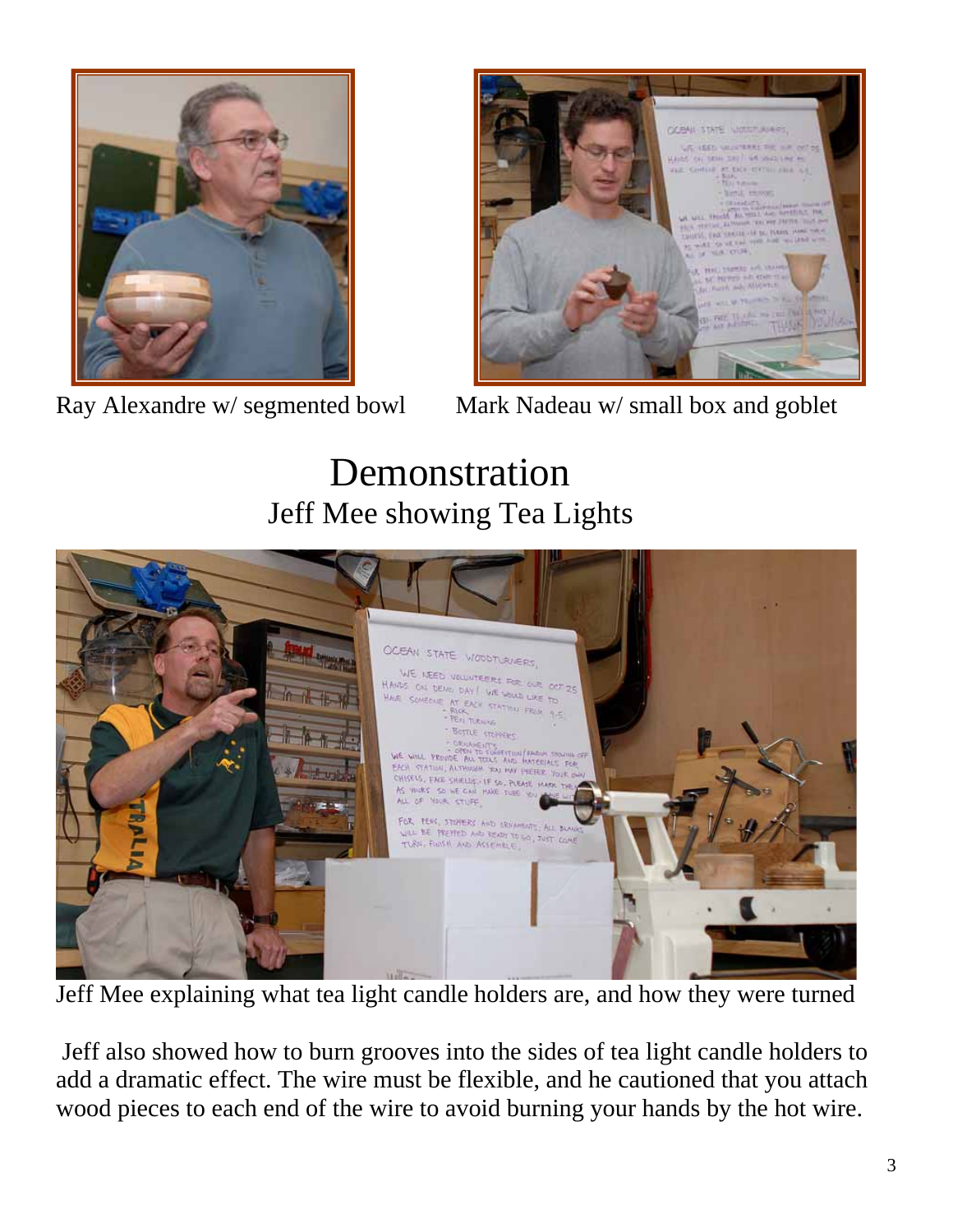Ray Alexandre w/ segmented bowl

Mark Nadeau w/ small box and goblet

# Demonstration

## Jeff Mee showing Tea Lights

Jeff Mee explaining what tea light candle holders are, and how they were turned

Jeff also showed how to burn grooves into the sides of tea light candle holders to add a dramatic effect. The wire must be flexible, and he cautioned that you attach wood pieces to each end of the wire to avoid burning your hands by the hot wire.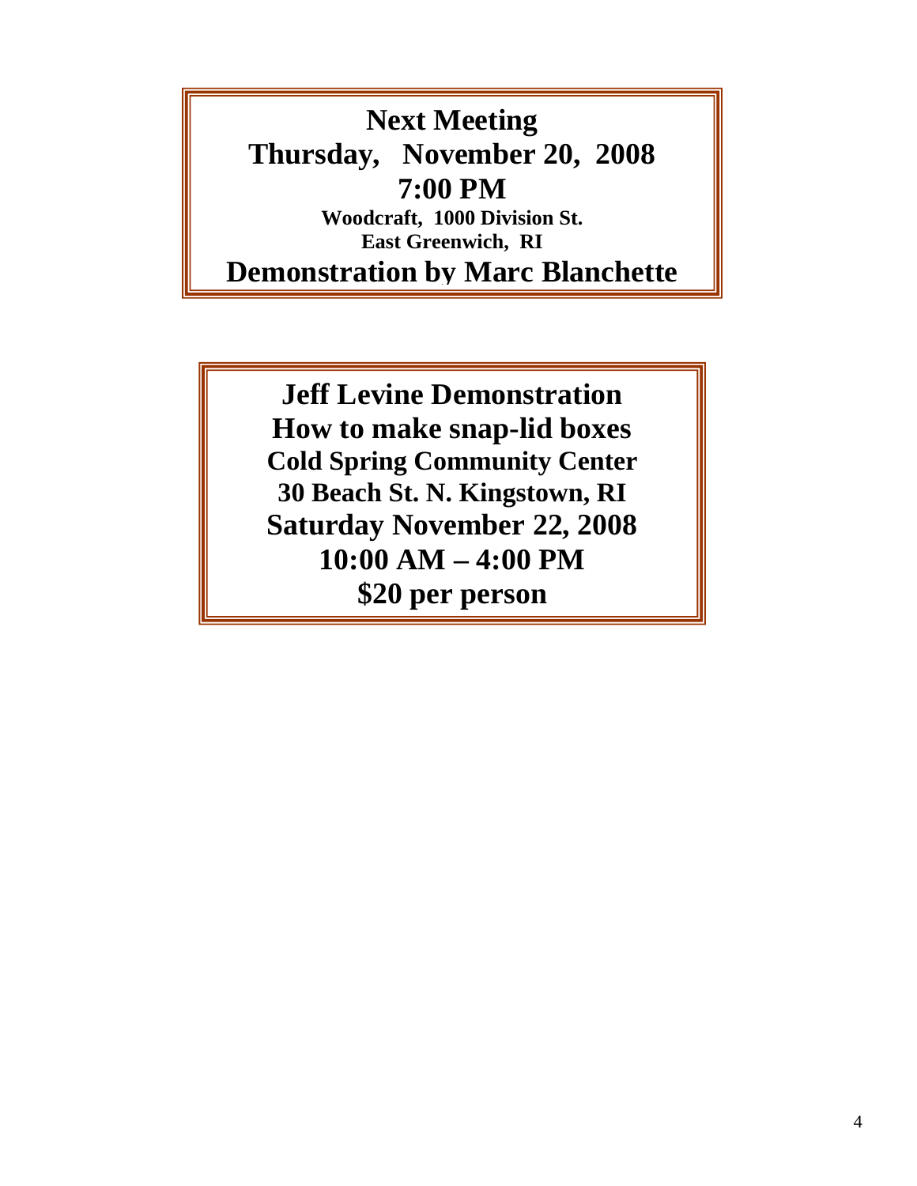**Next Meeting**

**Thursday, November 20, 2008**

**7:00 PM**

**Woodcraft, 1000 Division St.**

**East Greenwich, RI**

**Demonstration by Marc Blanchette**

**Jeff Levine Demonstration**

**How to make snap-lid boxes**

**Cold Spring Community Center**

**30 Beach St. N. Kingstown, RI**

**Saturday November 22, 2008**

**10:00 AM – 4:00 PM**

**$20 per person**